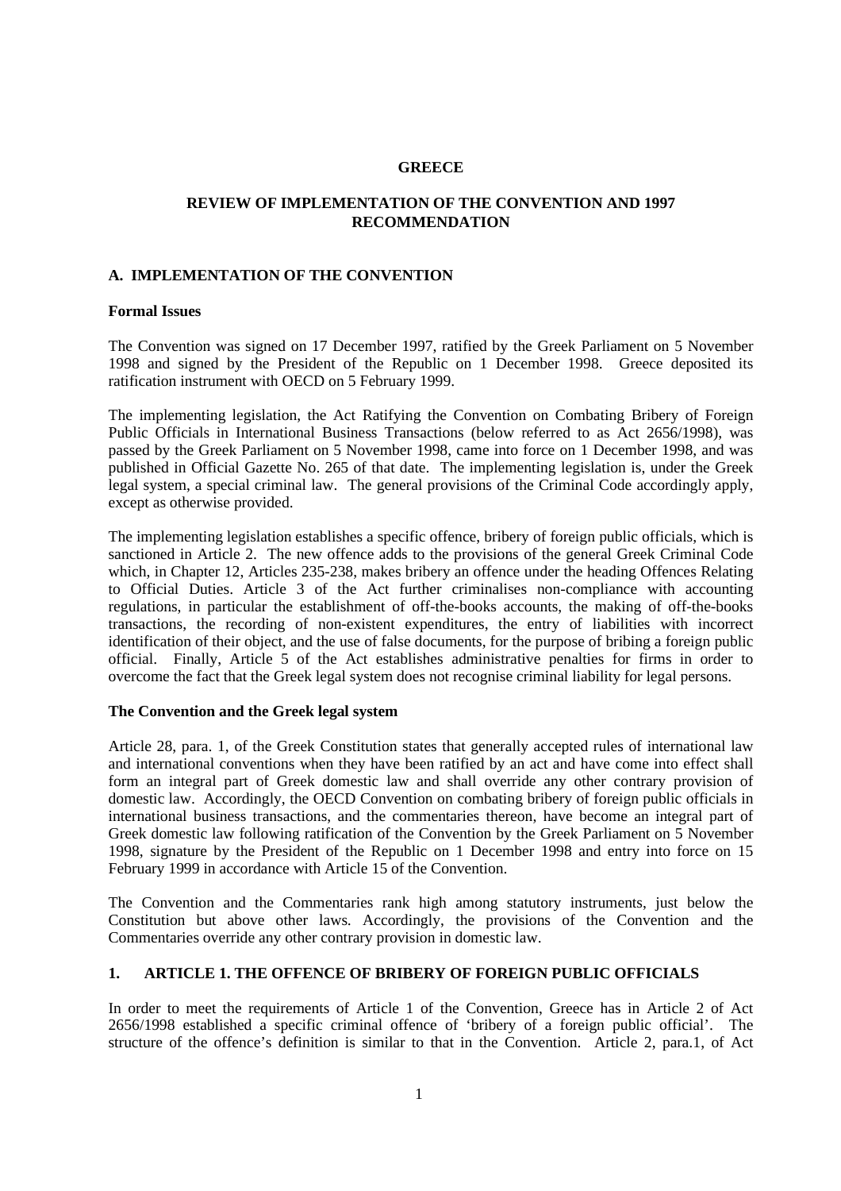# GREECE

## REVIEW OF IMPLEMENTATION OF THE CONVENTION AND 1997 RECOMMENDATION

### A. IMPLEMENTATION OF THE CONVENTION

**Formal Issues**

The Convention was signed on 17 December 1997, ratified by the Greek Parliament on 5 November 1998 and signed by the President of the Republic on 1 December 1998. Greece deposited its ratification instrument with OECD on 5 February 1999.

The implementing legislation, the Act Ratifying the Convention on Combating Bribery of Foreign Public Officials in International Business Transactions (below referred to as Act 2656/1998), was passed by the Greek Parliament on 5 November 1998, came into force on 1 December 1998, and was published in Official Gazette No. 265 of that date. The implementing legislation is, under the Greek legal system, a special criminal law. The general provisions of the Criminal Code accordingly apply, except as otherwise provided.

The implementing legislation establishes a specific offence, bribery of foreign public officials, which is sanctioned in Article 2. The new offence adds to the provisions of the general Greek Criminal Code which, in Chapter 12, Articles 235-238, makes bribery an offence under the heading Offences Relating to Official Duties. Article 3 of the Act further criminalises non-compliance with accounting regulations, in particular the establishment of off-the-books accounts, the making of off-the-books transactions, the recording of non-existent expenditures, the entry of liabilities with incorrect identification of their object, and the use of false documents, for the purpose of bribing a foreign public official. Finally, Article 5 of the Act establishes administrative penalties for firms in order to overcome the fact that the Greek legal system does not recognise criminal liability for legal persons.

**The Convention and the Greek legal system**

Article 28, para. 1, of the Greek Constitution states that generally accepted rules of international law and international conventions when they have been ratified by an act and have come into effect shall form an integral part of Greek domestic law and shall override any other contrary provision of domestic law. Accordingly, the OECD Convention on combating bribery of foreign public officials in international business transactions, and the commentaries thereon, have become an integral part of Greek domestic law following ratification of the Convention by the Greek Parliament on 5 November 1998, signature by the President of the Republic on 1 December 1998 and entry into force on 15 February 1999 in accordance with Article 15 of the Convention.

The Convention and the Commentaries rank high among statutory instruments, just below the Constitution but above other laws. Accordingly, the provisions of the Convention and the Commentaries override any other contrary provision in domestic law.

### 1. ARTICLE 1. THE OFFENCE OF BRIBERY OF FOREIGN PUBLIC OFFICIALS

In order to meet the requirements of Article 1 of the Convention, Greece has in Article 2 of Act 2656/1998 established a specific criminal offence of 'bribery of a foreign public official'. The structure of the offence's definition is similar to that in the Convention. Article 2, para.1, of Act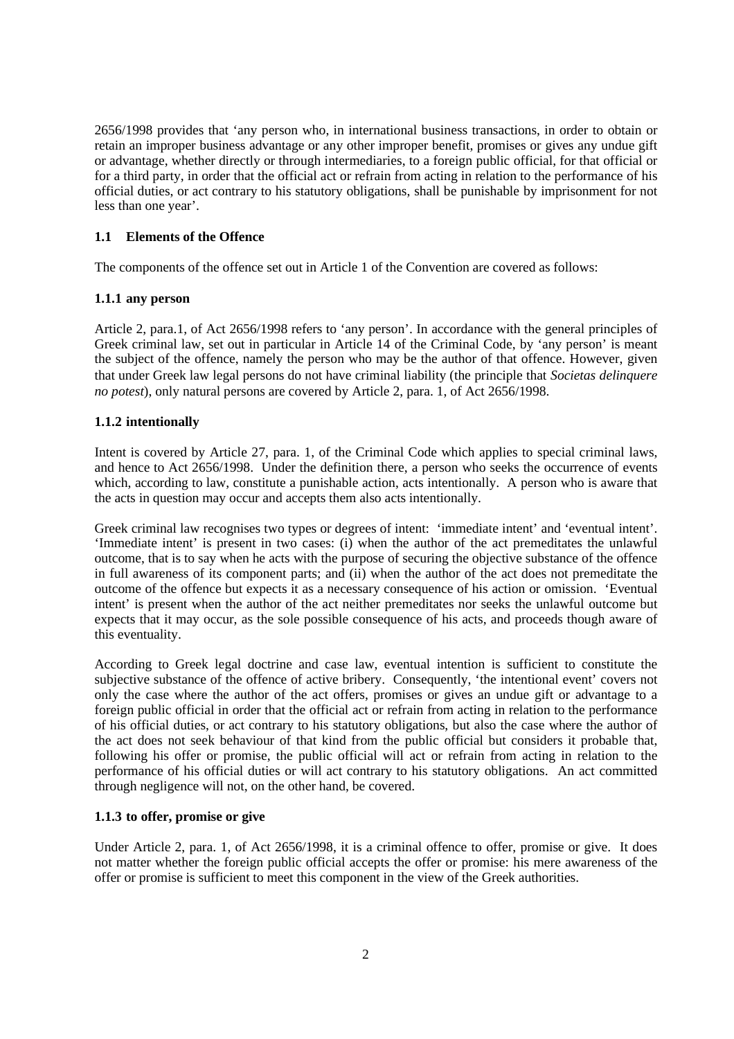2656/1998 provides that 'any person who, in international business transactions, in order to obtain or retain an improper business advantage or any other improper benefit, promises or gives any undue gift or advantage, whether directly or through intermediaries, to a foreign public official, for that official or for a third party, in order that the official act or refrain from acting in relation to the performance of his official duties, or act contrary to his statutory obligations, shall be punishable by imprisonment for not less than one year'.

### 1.1 Elements of the Offence

The components of the offence set out in Article 1 of the Convention are covered as follows:

#### 1.1.1 any person

Article 2, para.1, of Act 2656/1998 refers to 'any person'. In accordance with the general principles of Greek criminal law, set out in particular in Article 14 of the Criminal Code, by 'any person' is meant the subject of the offence, namely the person who may be the author of that offence. However, given that under Greek law legal persons do not have criminal liability (the principle that *Societas delinquere no potest*), only natural persons are covered by Article 2, para. 1, of Act 2656/1998.

#### 1.1.2 intentionally

Intent is covered by Article 27, para. 1, of the Criminal Code which applies to special criminal laws, and hence to Act 2656/1998. Under the definition there, a person who seeks the occurrence of events which, according to law, constitute a punishable action, acts intentionally. A person who is aware that the acts in question may occur and accepts them also acts intentionally.

Greek criminal law recognises two types or degrees of intent: 'immediate intent' and 'eventual intent'. 'Immediate intent' is present in two cases: (i) when the author of the act premeditates the unlawful outcome, that is to say when he acts with the purpose of securing the objective substance of the offence in full awareness of its component parts; and (ii) when the author of the act does not premeditate the outcome of the offence but expects it as a necessary consequence of his action or omission. 'Eventual intent' is present when the author of the act neither premeditates nor seeks the unlawful outcome but expects that it may occur, as the sole possible consequence of his acts, and proceeds though aware of this eventuality.

According to Greek legal doctrine and case law, eventual intention is sufficient to constitute the subjective substance of the offence of active bribery. Consequently, 'the intentional event' covers not only the case where the author of the act offers, promises or gives an undue gift or advantage to a foreign public official in order that the official act or refrain from acting in relation to the performance of his official duties, or act contrary to his statutory obligations, but also the case where the author of the act does not seek behaviour of that kind from the public official but considers it probable that, following his offer or promise, the public official will act or refrain from acting in relation to the performance of his official duties or will act contrary to his statutory obligations. An act committed through negligence will not, on the other hand, be covered.

#### 1.1.3 to offer, promise or give

Under Article 2, para. 1, of Act 2656/1998, it is a criminal offence to offer, promise or give. It does not matter whether the foreign public official accepts the offer or promise: his mere awareness of the offer or promise is sufficient to meet this component in the view of the Greek authorities.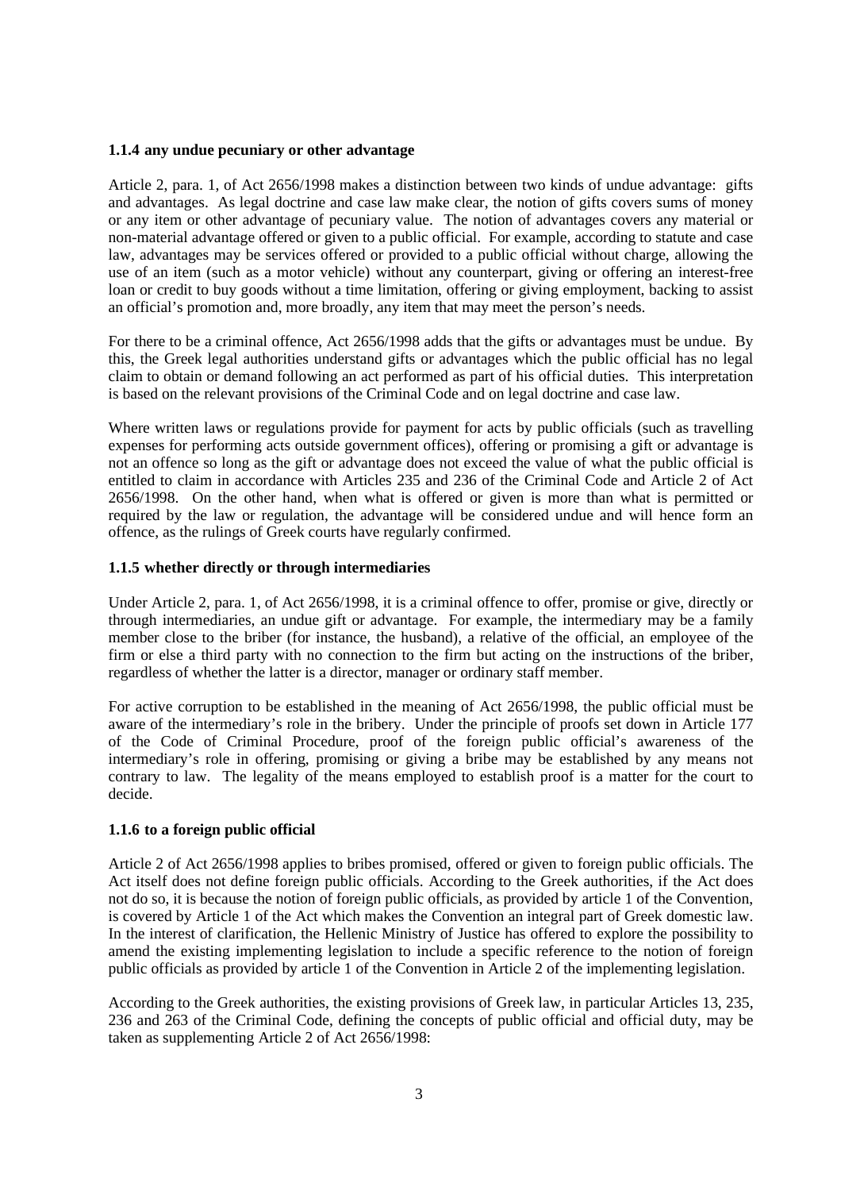### 1.1.4 any undue pecuniary or other advantage

Article 2, para. 1, of Act 2656/1998 makes a distinction between two kinds of undue advantage: gifts and advantages. As legal doctrine and case law make clear, the notion of gifts covers sums of money or any item or other advantage of pecuniary value. The notion of advantages covers any material or non-material advantage offered or given to a public official. For example, according to statute and case law, advantages may be services offered or provided to a public official without charge, allowing the use of an item (such as a motor vehicle) without any counterpart, giving or offering an interest-free loan or credit to buy goods without a time limitation, offering or giving employment, backing to assist an official's promotion and, more broadly, any item that may meet the person's needs.

For there to be a criminal offence, Act 2656/1998 adds that the gifts or advantages must be undue. By this, the Greek legal authorities understand gifts or advantages which the public official has no legal claim to obtain or demand following an act performed as part of his official duties. This interpretation is based on the relevant provisions of the Criminal Code and on legal doctrine and case law.

Where written laws or regulations provide for payment for acts by public officials (such as travelling expenses for performing acts outside government offices), offering or promising a gift or advantage is not an offence so long as the gift or advantage does not exceed the value of what the public official is entitled to claim in accordance with Articles 235 and 236 of the Criminal Code and Article 2 of Act 2656/1998. On the other hand, when what is offered or given is more than what is permitted or required by the law or regulation, the advantage will be considered undue and will hence form an offence, as the rulings of Greek courts have regularly confirmed.

### 1.1.5 whether directly or through intermediaries

Under Article 2, para. 1, of Act 2656/1998, it is a criminal offence to offer, promise or give, directly or through intermediaries, an undue gift or advantage. For example, the intermediary may be a family member close to the briber (for instance, the husband), a relative of the official, an employee of the firm or else a third party with no connection to the firm but acting on the instructions of the briber, regardless of whether the latter is a director, manager or ordinary staff member.

For active corruption to be established in the meaning of Act 2656/1998, the public official must be aware of the intermediary's role in the bribery. Under the principle of proofs set down in Article 177 of the Code of Criminal Procedure, proof of the foreign public official's awareness of the intermediary's role in offering, promising or giving a bribe may be established by any means not contrary to law. The legality of the means employed to establish proof is a matter for the court to decide.

### 1.1.6 to a foreign public official

Article 2 of Act 2656/1998 applies to bribes promised, offered or given to foreign public officials. The Act itself does not define foreign public officials. According to the Greek authorities, if the Act does not do so, it is because the notion of foreign public officials, as provided by article 1 of the Convention, is covered by Article 1 of the Act which makes the Convention an integral part of Greek domestic law. In the interest of clarification, the Hellenic Ministry of Justice has offered to explore the possibility to amend the existing implementing legislation to include a specific reference to the notion of foreign public officials as provided by article 1 of the Convention in Article 2 of the implementing legislation.

According to the Greek authorities, the existing provisions of Greek law, in particular Articles 13, 235, 236 and 263 of the Criminal Code, defining the concepts of public official and official duty, may be taken as supplementing Article 2 of Act 2656/1998: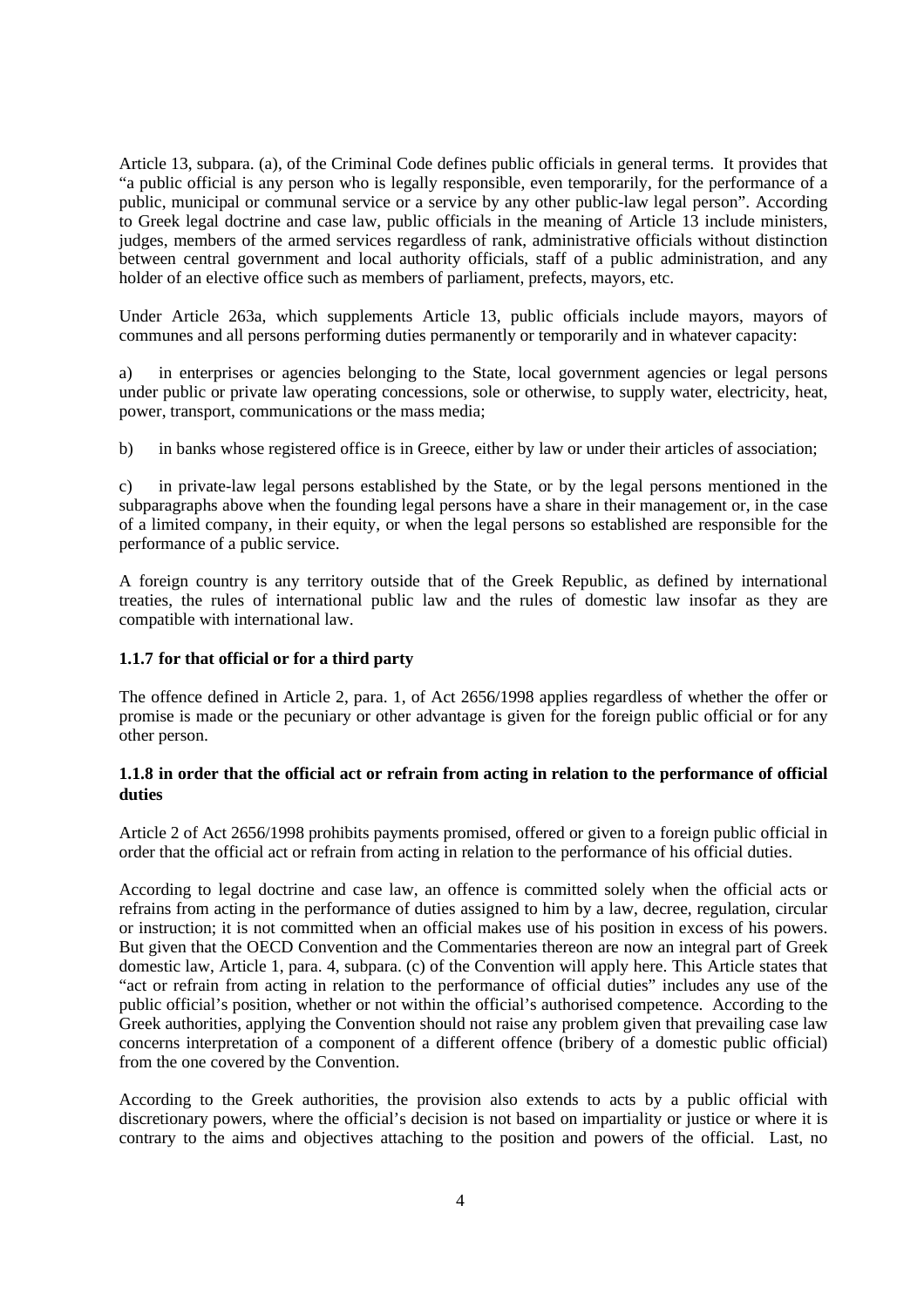Article 13, subpara. (a), of the Criminal Code defines public officials in general terms. It provides that "a public official is any person who is legally responsible, even temporarily, for the performance of a public, municipal or communal service or a service by any other public-law legal person". According to Greek legal doctrine and case law, public officials in the meaning of Article 13 include ministers, judges, members of the armed services regardless of rank, administrative officials without distinction between central government and local authority officials, staff of a public administration, and any holder of an elective office such as members of parliament, prefects, mayors, etc.

Under Article 263a, which supplements Article 13, public officials include mayors, mayors of communes and all persons performing duties permanently or temporarily and in whatever capacity:

a) in enterprises or agencies belonging to the State, local government agencies or legal persons under public or private law operating concessions, sole or otherwise, to supply water, electricity, heat, power, transport, communications or the mass media;

b) in banks whose registered office is in Greece, either by law or under their articles of association;

c) in private-law legal persons established by the State, or by the legal persons mentioned in the subparagraphs above when the founding legal persons have a share in their management or, in the case of a limited company, in their equity, or when the legal persons so established are responsible for the performance of a public service.

A foreign country is any territory outside that of the Greek Republic, as defined by international treaties, the rules of international public law and the rules of domestic law insofar as they are compatible with international law.

**1.1.7 for that official or for a third party**

The offence defined in Article 2, para. 1, of Act 2656/1998 applies regardless of whether the offer or promise is made or the pecuniary or other advantage is given for the foreign public official or for any other person.

**1.1.8 in order that the official act or refrain from acting in relation to the performance of official duties**

Article 2 of Act 2656/1998 prohibits payments promised, offered or given to a foreign public official in order that the official act or refrain from acting in relation to the performance of his official duties.

According to legal doctrine and case law, an offence is committed solely when the official acts or refrains from acting in the performance of duties assigned to him by a law, decree, regulation, circular or instruction; it is not committed when an official makes use of his position in excess of his powers. But given that the OECD Convention and the Commentaries thereon are now an integral part of Greek domestic law, Article 1, para. 4, subpara. (c) of the Convention will apply here. This Article states that "act or refrain from acting in relation to the performance of official duties" includes any use of the public official's position, whether or not within the official's authorised competence. According to the Greek authorities, applying the Convention should not raise any problem given that prevailing case law concerns interpretation of a component of a different offence (bribery of a domestic public official) from the one covered by the Convention.

According to the Greek authorities, the provision also extends to acts by a public official with discretionary powers, where the official's decision is not based on impartiality or justice or where it is contrary to the aims and objectives attaching to the position and powers of the official. Last, no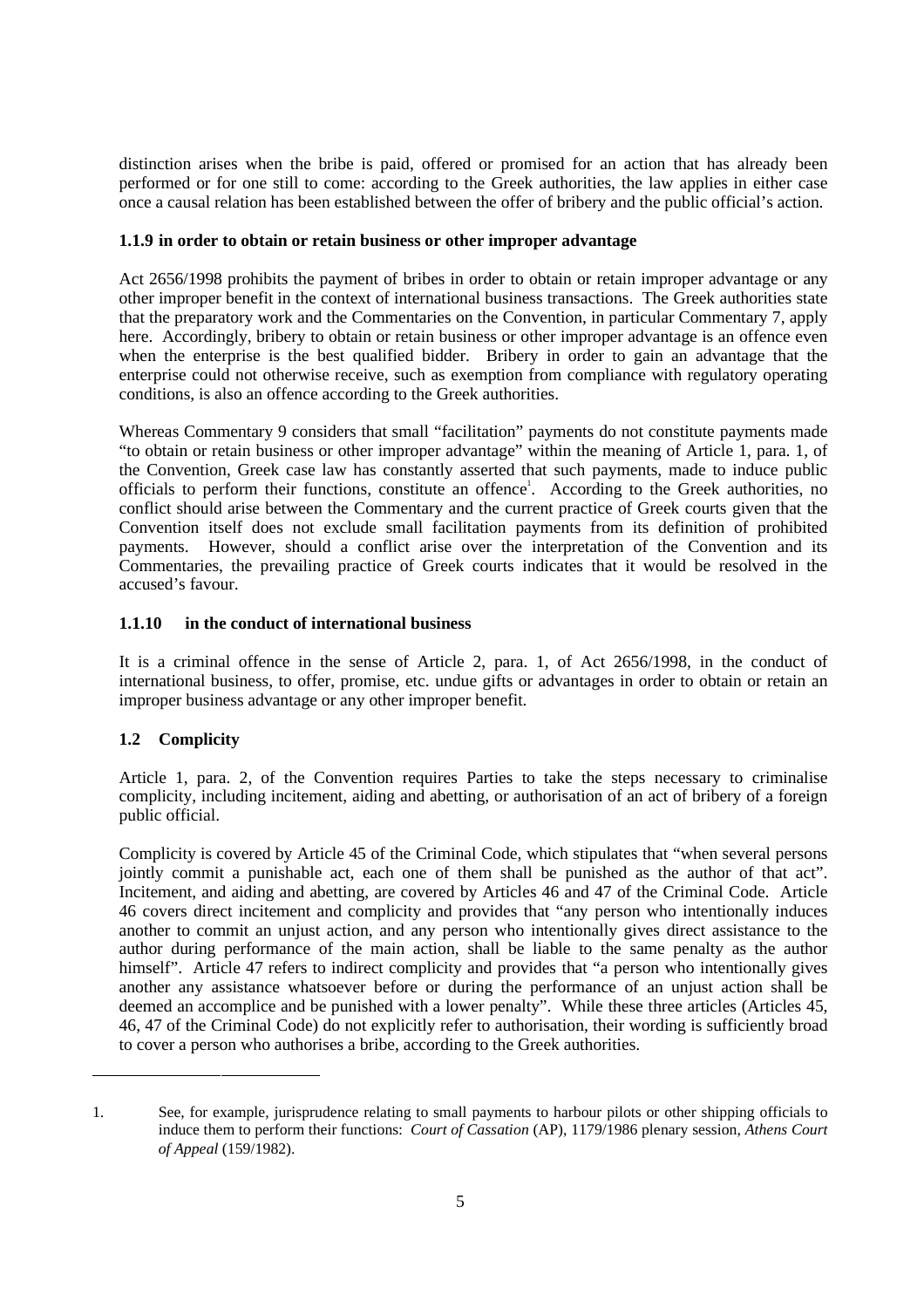distinction arises when the bribe is paid, offered or promised for an action that has already been performed or for one still to come: according to the Greek authorities, the law applies in either case once a causal relation has been established between the offer of bribery and the public official's action.

### 1.1.9 in order to obtain or retain business or other improper advantage

Act 2656/1998 prohibits the payment of bribes in order to obtain or retain improper advantage or any other improper benefit in the context of international business transactions. The Greek authorities state that the preparatory work and the Commentaries on the Convention, in particular Commentary 7, apply here. Accordingly, bribery to obtain or retain business or other improper advantage is an offence even when the enterprise is the best qualified bidder. Bribery in order to gain an advantage that the enterprise could not otherwise receive, such as exemption from compliance with regulatory operating conditions, is also an offence according to the Greek authorities.

Whereas Commentary 9 considers that small "facilitation" payments do not constitute payments made "to obtain or retain business or other improper advantage" within the meaning of Article 1, para. 1, of the Convention, Greek case law has constantly asserted that such payments, made to induce public officials to perform their functions, constitute an offence[1]. According to the Greek authorities, no conflict should arise between the Commentary and the current practice of Greek courts given that the Convention itself does not exclude small facilitation payments from its definition of prohibited payments. However, should a conflict arise over the interpretation of the Convention and its Commentaries, the prevailing practice of Greek courts indicates that it would be resolved in the accused's favour.

### 1.1.10 in the conduct of international business

It is a criminal offence in the sense of Article 2, para. 1, of Act 2656/1998, in the conduct of international business, to offer, promise, etc. undue gifts or advantages in order to obtain or retain an improper business advantage or any other improper benefit.

### 1.2 Complicity

Article 1, para. 2, of the Convention requires Parties to take the steps necessary to criminalise complicity, including incitement, aiding and abetting, or authorisation of an act of bribery of a foreign public official.

Complicity is covered by Article 45 of the Criminal Code, which stipulates that "when several persons jointly commit a punishable act, each one of them shall be punished as the author of that act". Incitement, and aiding and abetting, are covered by Articles 46 and 47 of the Criminal Code. Article 46 covers direct incitement and complicity and provides that "any person who intentionally induces another to commit an unjust action, and any person who intentionally gives direct assistance to the author during performance of the main action, shall be liable to the same penalty as the author himself". Article 47 refers to indirect complicity and provides that "a person who intentionally gives another any assistance whatsoever before or during the performance of an unjust action shall be deemed an accomplice and be punished with a lower penalty". While these three articles (Articles 45, 46, 47 of the Criminal Code) do not explicitly refer to authorisation, their wording is sufficiently broad to cover a person who authorises a bribe, according to the Greek authorities.

---

1. See, for example, jurisprudence relating to small payments to harbour pilots or other shipping officials to induce them to perform their functions: *Court of Cassation* (AP), 1179/1986 plenary session, *Athens Court of Appeal* (159/1982).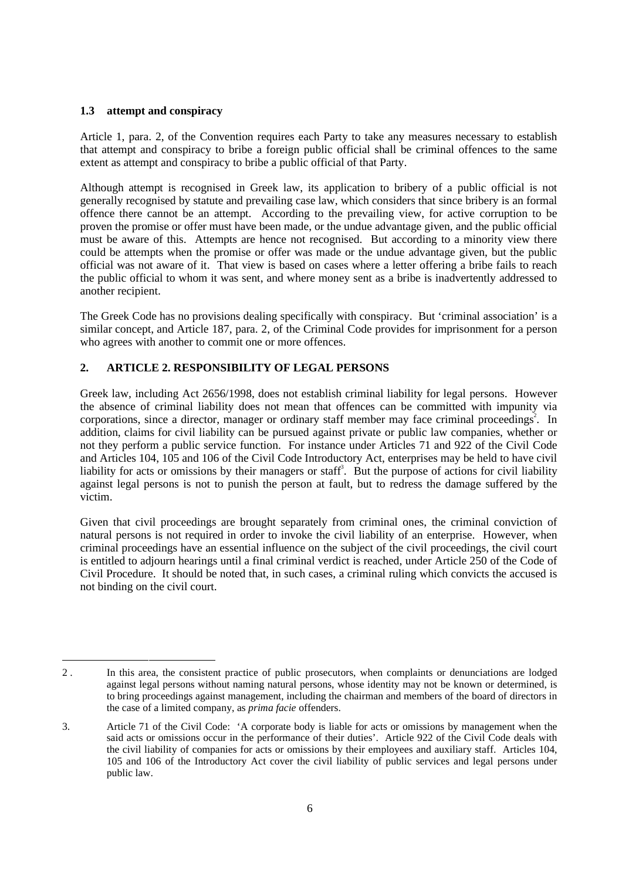### 1.3 attempt and conspiracy

Article 1, para. 2, of the Convention requires each Party to take any measures necessary to establish that attempt and conspiracy to bribe a foreign public official shall be criminal offences to the same extent as attempt and conspiracy to bribe a public official of that Party.

Although attempt is recognised in Greek law, its application to bribery of a public official is not generally recognised by statute and prevailing case law, which considers that since bribery is an formal offence there cannot be an attempt. According to the prevailing view, for active corruption to be proven the promise or offer must have been made, or the undue advantage given, and the public official must be aware of this. Attempts are hence not recognised. But according to a minority view there could be attempts when the promise or offer was made or the undue advantage given, but the public official was not aware of it. That view is based on cases where a letter offering a bribe fails to reach the public official to whom it was sent, and where money sent as a bribe is inadvertently addressed to another recipient.

The Greek Code has no provisions dealing specifically with conspiracy. But 'criminal association' is a similar concept, and Article 187, para. 2, of the Criminal Code provides for imprisonment for a person who agrees with another to commit one or more offences.

## 2. ARTICLE 2. RESPONSIBILITY OF LEGAL PERSONS

Greek law, including Act 2656/1998, does not establish criminal liability for legal persons. However the absence of criminal liability does not mean that offences can be committed with impunity via corporations, since a director, manager or ordinary staff member may face criminal proceedings[2]. In addition, claims for civil liability can be pursued against private or public law companies, whether or not they perform a public service function. For instance under Articles 71 and 922 of the Civil Code and Articles 104, 105 and 106 of the Civil Code Introductory Act, enterprises may be held to have civil liability for acts or omissions by their managers or staff[3]. But the purpose of actions for civil liability against legal persons is not to punish the person at fault, but to redress the damage suffered by the victim.

Given that civil proceedings are brought separately from criminal ones, the criminal conviction of natural persons is not required in order to invoke the civil liability of an enterprise. However, when criminal proceedings have an essential influence on the subject of the civil proceedings, the civil court is entitled to adjourn hearings until a final criminal verdict is reached, under Article 250 of the Code of Civil Procedure. It should be noted that, in such cases, a criminal ruling which convicts the accused is not binding on the civil court.

---

2. In this area, the consistent practice of public prosecutors, when complaints or denunciations are lodged against legal persons without naming natural persons, whose identity may not be known or determined, is to bring proceedings against management, including the chairman and members of the board of directors in the case of a limited company, as *prima facie* offenders.

3. Article 71 of the Civil Code: 'A corporate body is liable for acts or omissions by management when the said acts or omissions occur in the performance of their duties'. Article 922 of the Civil Code deals with the civil liability of companies for acts or omissions by their employees and auxiliary staff. Articles 104, 105 and 106 of the Introductory Act cover the civil liability of public services and legal persons under public law.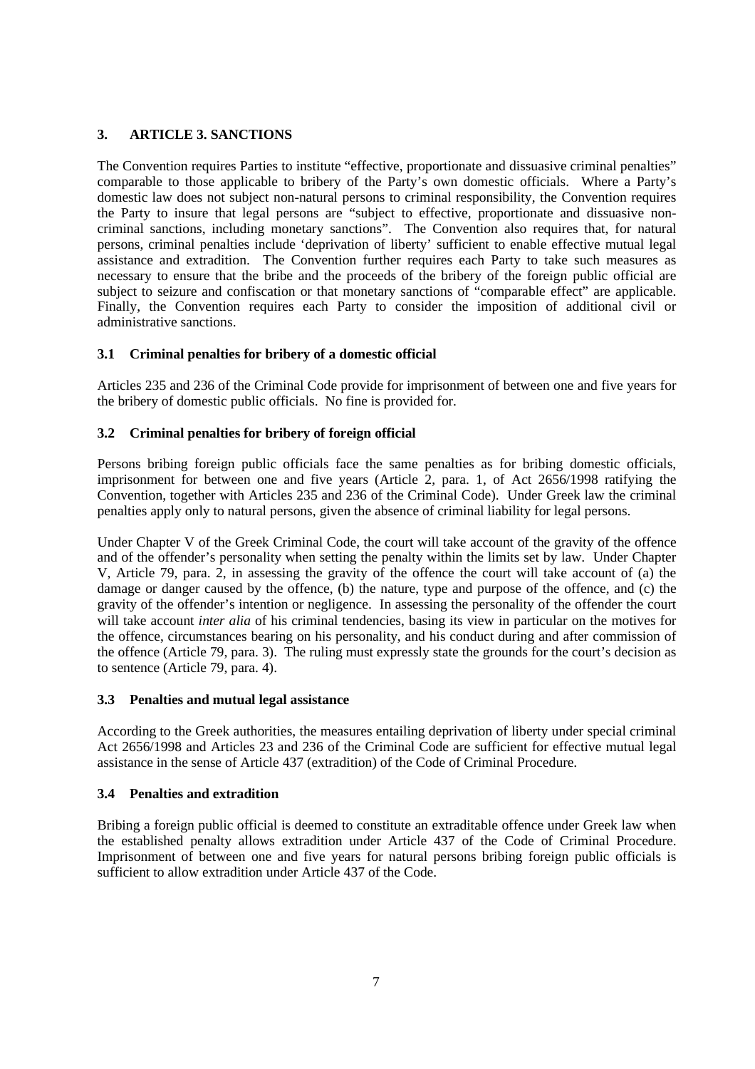## 3. ARTICLE 3. SANCTIONS

The Convention requires Parties to institute "effective, proportionate and dissuasive criminal penalties" comparable to those applicable to bribery of the Party's own domestic officials. Where a Party's domestic law does not subject non-natural persons to criminal responsibility, the Convention requires the Party to insure that legal persons are "subject to effective, proportionate and dissuasive non-criminal sanctions, including monetary sanctions". The Convention also requires that, for natural persons, criminal penalties include 'deprivation of liberty' sufficient to enable effective mutual legal assistance and extradition. The Convention further requires each Party to take such measures as necessary to ensure that the bribe and the proceeds of the bribery of the foreign public official are subject to seizure and confiscation or that monetary sanctions of "comparable effect" are applicable. Finally, the Convention requires each Party to consider the imposition of additional civil or administrative sanctions.

### 3.1 Criminal penalties for bribery of a domestic official

Articles 235 and 236 of the Criminal Code provide for imprisonment of between one and five years for the bribery of domestic public officials. No fine is provided for.

### 3.2 Criminal penalties for bribery of foreign official

Persons bribing foreign public officials face the same penalties as for bribing domestic officials, imprisonment for between one and five years (Article 2, para. 1, of Act 2656/1998 ratifying the Convention, together with Articles 235 and 236 of the Criminal Code). Under Greek law the criminal penalties apply only to natural persons, given the absence of criminal liability for legal persons.

Under Chapter V of the Greek Criminal Code, the court will take account of the gravity of the offence and of the offender's personality when setting the penalty within the limits set by law. Under Chapter V, Article 79, para. 2, in assessing the gravity of the offence the court will take account of (a) the damage or danger caused by the offence, (b) the nature, type and purpose of the offence, and (c) the gravity of the offender's intention or negligence. In assessing the personality of the offender the court will take account *inter alia* of his criminal tendencies, basing its view in particular on the motives for the offence, circumstances bearing on his personality, and his conduct during and after commission of the offence (Article 79, para. 3). The ruling must expressly state the grounds for the court's decision as to sentence (Article 79, para. 4).

### 3.3 Penalties and mutual legal assistance

According to the Greek authorities, the measures entailing deprivation of liberty under special criminal Act 2656/1998 and Articles 23 and 236 of the Criminal Code are sufficient for effective mutual legal assistance in the sense of Article 437 (extradition) of the Code of Criminal Procedure.

### 3.4 Penalties and extradition

Bribing a foreign public official is deemed to constitute an extraditable offence under Greek law when the established penalty allows extradition under Article 437 of the Code of Criminal Procedure. Imprisonment of between one and five years for natural persons bribing foreign public officials is sufficient to allow extradition under Article 437 of the Code.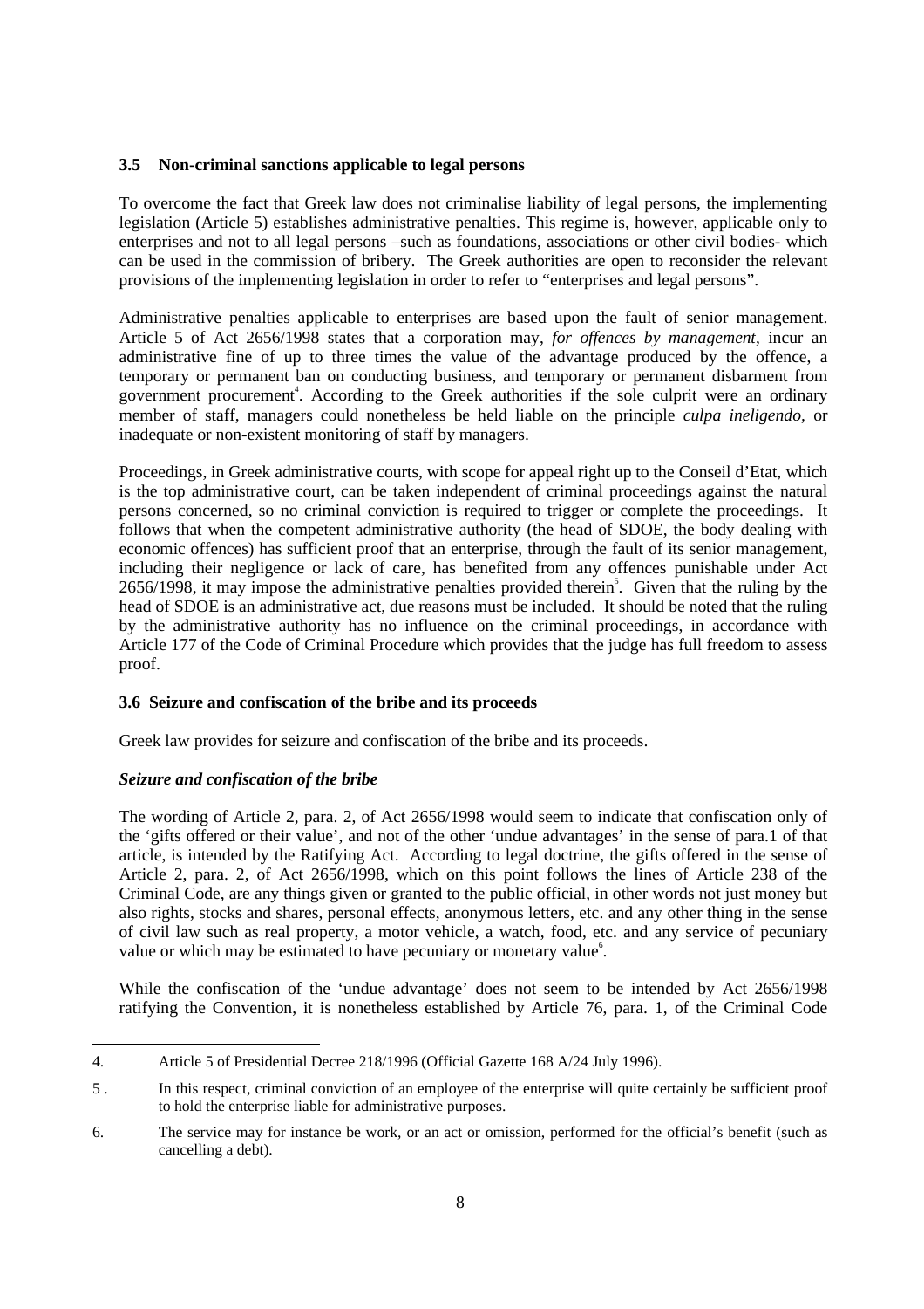### 3.5 Non-criminal sanctions applicable to legal persons

To overcome the fact that Greek law does not criminalise liability of legal persons, the implementing legislation (Article 5) establishes administrative penalties. This regime is, however, applicable only to enterprises and not to all legal persons –such as foundations, associations or other civil bodies- which can be used in the commission of bribery. The Greek authorities are open to reconsider the relevant provisions of the implementing legislation in order to refer to "enterprises and legal persons".

Administrative penalties applicable to enterprises are based upon the fault of senior management. Article 5 of Act 2656/1998 states that a corporation may, *for offences by management*, incur an administrative fine of up to three times the value of the advantage produced by the offence, a temporary or permanent ban on conducting business, and temporary or permanent disbarment from government procurement[4]. According to the Greek authorities if the sole culprit were an ordinary member of staff, managers could nonetheless be held liable on the principle *culpa ineligendo,* or inadequate or non-existent monitoring of staff by managers.

Proceedings, in Greek administrative courts, with scope for appeal right up to the Conseil d'Etat, which is the top administrative court, can be taken independent of criminal proceedings against the natural persons concerned, so no criminal conviction is required to trigger or complete the proceedings. It follows that when the competent administrative authority (the head of SDOE, the body dealing with economic offences) has sufficient proof that an enterprise, through the fault of its senior management, including their negligence or lack of care, has benefited from any offences punishable under Act 2656/1998, it may impose the administrative penalties provided therein[5]. Given that the ruling by the head of SDOE is an administrative act, due reasons must be included. It should be noted that the ruling by the administrative authority has no influence on the criminal proceedings, in accordance with Article 177 of the Code of Criminal Procedure which provides that the judge has full freedom to assess proof.

### 3.6 Seizure and confiscation of the bribe and its proceeds

Greek law provides for seizure and confiscation of the bribe and its proceeds.

***Seizure and confiscation of the bribe***

The wording of Article 2, para. 2, of Act 2656/1998 would seem to indicate that confiscation only of the 'gifts offered or their value', and not of the other 'undue advantages' in the sense of para.1 of that article, is intended by the Ratifying Act. According to legal doctrine, the gifts offered in the sense of Article 2, para. 2, of Act 2656/1998, which on this point follows the lines of Article 238 of the Criminal Code, are any things given or granted to the public official, in other words not just money but also rights, stocks and shares, personal effects, anonymous letters, etc. and any other thing in the sense of civil law such as real property, a motor vehicle, a watch, food, etc. and any service of pecuniary value or which may be estimated to have pecuniary or monetary value[6].

While the confiscation of the 'undue advantage' does not seem to be intended by Act 2656/1998 ratifying the Convention, it is nonetheless established by Article 76, para. 1, of the Criminal Code

---

4. Article 5 of Presidential Decree 218/1996 (Official Gazette 168 A/24 July 1996).

5 . In this respect, criminal conviction of an employee of the enterprise will quite certainly be sufficient proof to hold the enterprise liable for administrative purposes.

6. The service may for instance be work, or an act or omission, performed for the official's benefit (such as cancelling a debt).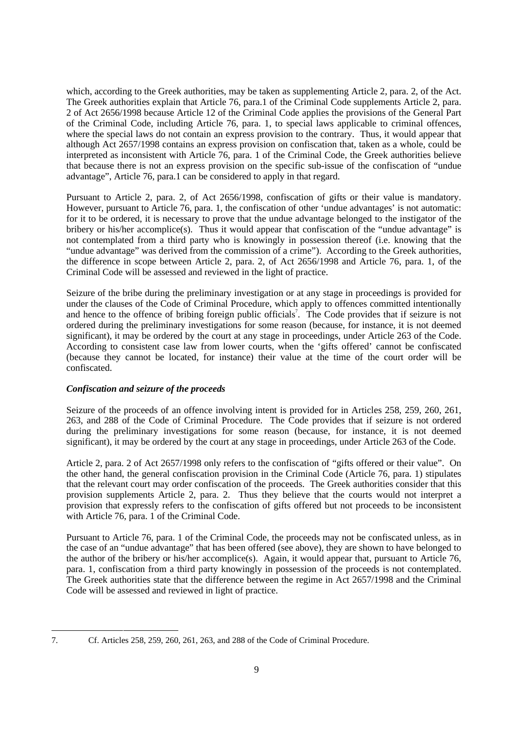which, according to the Greek authorities, may be taken as supplementing Article 2, para. 2, of the Act. The Greek authorities explain that Article 76, para.1 of the Criminal Code supplements Article 2, para. 2 of Act 2656/1998 because Article 12 of the Criminal Code applies the provisions of the General Part of the Criminal Code, including Article 76, para. 1, to special laws applicable to criminal offences, where the special laws do not contain an express provision to the contrary. Thus, it would appear that although Act 2657/1998 contains an express provision on confiscation that, taken as a whole, could be interpreted as inconsistent with Article 76, para. 1 of the Criminal Code, the Greek authorities believe that because there is not an express provision on the specific sub-issue of the confiscation of "undue advantage", Article 76, para.1 can be considered to apply in that regard.

Pursuant to Article 2, para. 2, of Act 2656/1998, confiscation of gifts or their value is mandatory. However, pursuant to Article 76, para. 1, the confiscation of other 'undue advantages' is not automatic: for it to be ordered, it is necessary to prove that the undue advantage belonged to the instigator of the bribery or his/her accomplice(s). Thus it would appear that confiscation of the "undue advantage" is not contemplated from a third party who is knowingly in possession thereof (i.e. knowing that the "undue advantage" was derived from the commission of a crime"). According to the Greek authorities, the difference in scope between Article 2, para. 2, of Act 2656/1998 and Article 76, para. 1, of the Criminal Code will be assessed and reviewed in the light of practice.

Seizure of the bribe during the preliminary investigation or at any stage in proceedings is provided for under the clauses of the Code of Criminal Procedure, which apply to offences committed intentionally and hence to the offence of bribing foreign public officials[7]. The Code provides that if seizure is not ordered during the preliminary investigations for some reason (because, for instance, it is not deemed significant), it may be ordered by the court at any stage in proceedings, under Article 263 of the Code. According to consistent case law from lower courts, when the 'gifts offered' cannot be confiscated (because they cannot be located, for instance) their value at the time of the court order will be confiscated.

***Confiscation and seizure of the proceeds***

Seizure of the proceeds of an offence involving intent is provided for in Articles 258, 259, 260, 261, 263, and 288 of the Code of Criminal Procedure. The Code provides that if seizure is not ordered during the preliminary investigations for some reason (because, for instance, it is not deemed significant), it may be ordered by the court at any stage in proceedings, under Article 263 of the Code.

Article 2, para. 2 of Act 2657/1998 only refers to the confiscation of "gifts offered or their value". On the other hand, the general confiscation provision in the Criminal Code (Article 76, para. 1) stipulates that the relevant court may order confiscation of the proceeds. The Greek authorities consider that this provision supplements Article 2, para. 2. Thus they believe that the courts would not interpret a provision that expressly refers to the confiscation of gifts offered but not proceeds to be inconsistent with Article 76, para. 1 of the Criminal Code.

Pursuant to Article 76, para. 1 of the Criminal Code, the proceeds may not be confiscated unless, as in the case of an "undue advantage" that has been offered (see above), they are shown to have belonged to the author of the bribery or his/her accomplice(s). Again, it would appear that, pursuant to Article 76, para. 1, confiscation from a third party knowingly in possession of the proceeds is not contemplated. The Greek authorities state that the difference between the regime in Act 2657/1998 and the Criminal Code will be assessed and reviewed in light of practice.

---

7. Cf. Articles 258, 259, 260, 261, 263, and 288 of the Code of Criminal Procedure.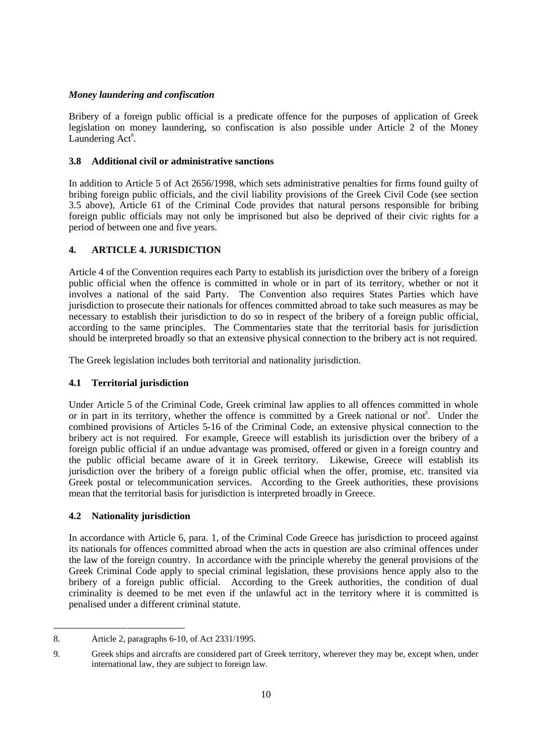*Money laundering and confiscation*

Bribery of a foreign public official is a predicate offence for the purposes of application of Greek legislation on money laundering, so confiscation is also possible under Article 2 of the Money Laundering Act[8].

### 3.8 Additional civil or administrative sanctions

In addition to Article 5 of Act 2656/1998, which sets administrative penalties for firms found guilty of bribing foreign public officials, and the civil liability provisions of the Greek Civil Code (see section 3.5 above), Article 61 of the Criminal Code provides that natural persons responsible for bribing foreign public officials may not only be imprisoned but also be deprived of their civic rights for a period of between one and five years.

## 4. ARTICLE 4. JURISDICTION

Article 4 of the Convention requires each Party to establish its jurisdiction over the bribery of a foreign public official when the offence is committed in whole or in part of its territory, whether or not it involves a national of the said Party. The Convention also requires States Parties which have jurisdiction to prosecute their nationals for offences committed abroad to take such measures as may be necessary to establish their jurisdiction to do so in respect of the bribery of a foreign public official, according to the same principles. The Commentaries state that the territorial basis for jurisdiction should be interpreted broadly so that an extensive physical connection to the bribery act is not required.

The Greek legislation includes both territorial and nationality jurisdiction.

### 4.1 Territorial jurisdiction

Under Article 5 of the Criminal Code, Greek criminal law applies to all offences committed in whole or in part in its territory, whether the offence is committed by a Greek national or not[9]. Under the combined provisions of Articles 5-16 of the Criminal Code, an extensive physical connection to the bribery act is not required. For example, Greece will establish its jurisdiction over the bribery of a foreign public official if an undue advantage was promised, offered or given in a foreign country and the public official became aware of it in Greek territory. Likewise, Greece will establish its jurisdiction over the bribery of a foreign public official when the offer, promise, etc. transited via Greek postal or telecommunication services. According to the Greek authorities, these provisions mean that the territorial basis for jurisdiction is interpreted broadly in Greece.

### 4.2 Nationality jurisdiction

In accordance with Article 6, para. 1, of the Criminal Code Greece has jurisdiction to proceed against its nationals for offences committed abroad when the acts in question are also criminal offences under the law of the foreign country. In accordance with the principle whereby the general provisions of the Greek Criminal Code apply to special criminal legislation, these provisions hence apply also to the bribery of a foreign public official. According to the Greek authorities, the condition of dual criminality is deemed to be met even if the unlawful act in the territory where it is committed is penalised under a different criminal statute.

---

8. Article 2, paragraphs 6-10, of Act 2331/1995.

9. Greek ships and aircrafts are considered part of Greek territory, wherever they may be, except when, under international law, they are subject to foreign law.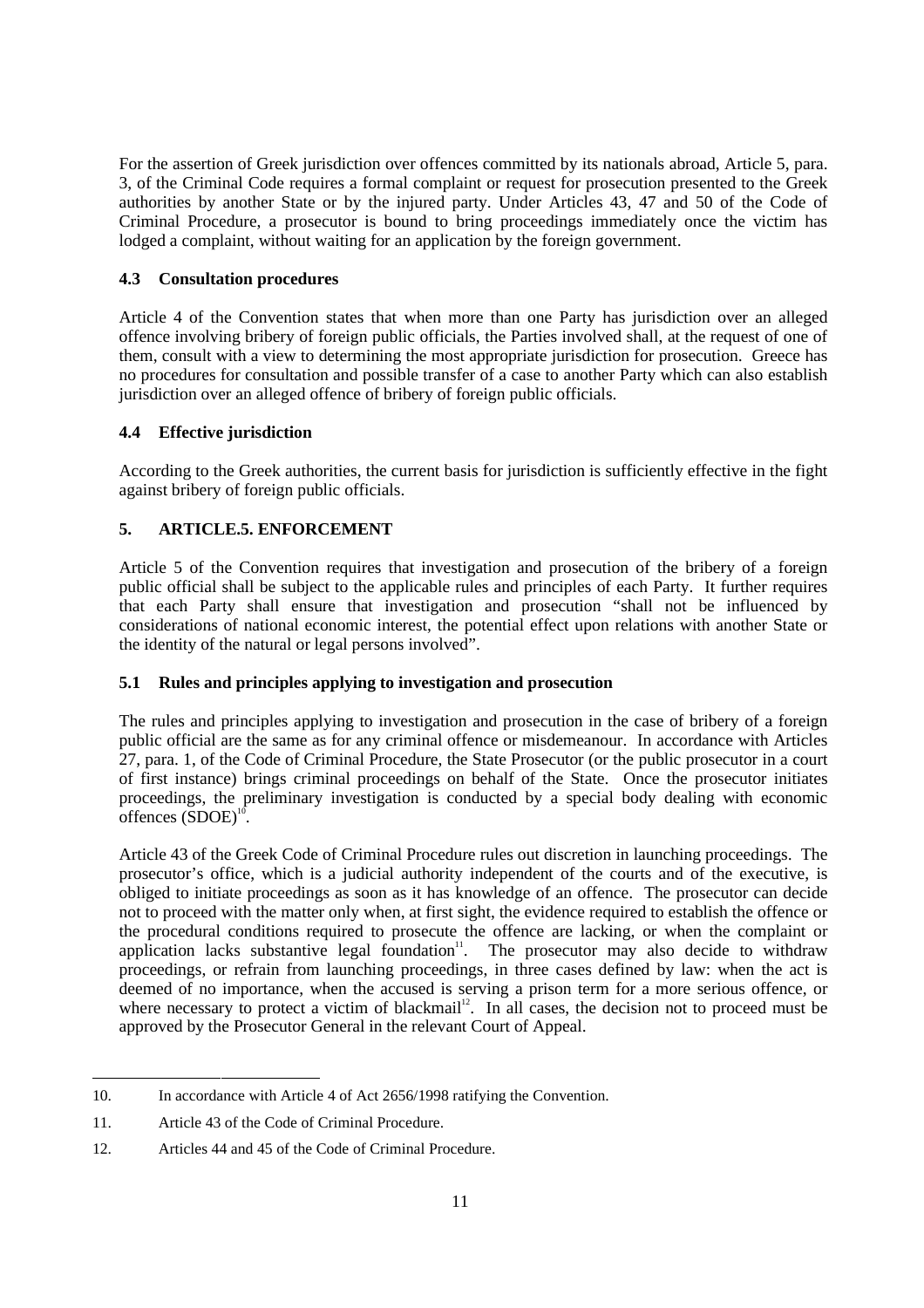For the assertion of Greek jurisdiction over offences committed by its nationals abroad, Article 5, para. 3, of the Criminal Code requires a formal complaint or request for prosecution presented to the Greek authorities by another State or by the injured party. Under Articles 43, 47 and 50 of the Code of Criminal Procedure, a prosecutor is bound to bring proceedings immediately once the victim has lodged a complaint, without waiting for an application by the foreign government.

### 4.3 Consultation procedures

Article 4 of the Convention states that when more than one Party has jurisdiction over an alleged offence involving bribery of foreign public officials, the Parties involved shall, at the request of one of them, consult with a view to determining the most appropriate jurisdiction for prosecution. Greece has no procedures for consultation and possible transfer of a case to another Party which can also establish jurisdiction over an alleged offence of bribery of foreign public officials.

### 4.4 Effective jurisdiction

According to the Greek authorities, the current basis for jurisdiction is sufficiently effective in the fight against bribery of foreign public officials.

## 5. ARTICLE.5. ENFORCEMENT

Article 5 of the Convention requires that investigation and prosecution of the bribery of a foreign public official shall be subject to the applicable rules and principles of each Party. It further requires that each Party shall ensure that investigation and prosecution "shall not be influenced by considerations of national economic interest, the potential effect upon relations with another State or the identity of the natural or legal persons involved".

### 5.1 Rules and principles applying to investigation and prosecution

The rules and principles applying to investigation and prosecution in the case of bribery of a foreign public official are the same as for any criminal offence or misdemeanour. In accordance with Articles 27, para. 1, of the Code of Criminal Procedure, the State Prosecutor (or the public prosecutor in a court of first instance) brings criminal proceedings on behalf of the State. Once the prosecutor initiates proceedings, the preliminary investigation is conducted by a special body dealing with economic offences (SDOE)[10].

Article 43 of the Greek Code of Criminal Procedure rules out discretion in launching proceedings. The prosecutor's office, which is a judicial authority independent of the courts and of the executive, is obliged to initiate proceedings as soon as it has knowledge of an offence. The prosecutor can decide not to proceed with the matter only when, at first sight, the evidence required to establish the offence or the procedural conditions required to prosecute the offence are lacking, or when the complaint or application lacks substantive legal foundation[11]. The prosecutor may also decide to withdraw proceedings, or refrain from launching proceedings, in three cases defined by law: when the act is deemed of no importance, when the accused is serving a prison term for a more serious offence, or where necessary to protect a victim of blackmail[12]. In all cases, the decision not to proceed must be approved by the Prosecutor General in the relevant Court of Appeal.

---

10. In accordance with Article 4 of Act 2656/1998 ratifying the Convention.

11. Article 43 of the Code of Criminal Procedure.

12. Articles 44 and 45 of the Code of Criminal Procedure.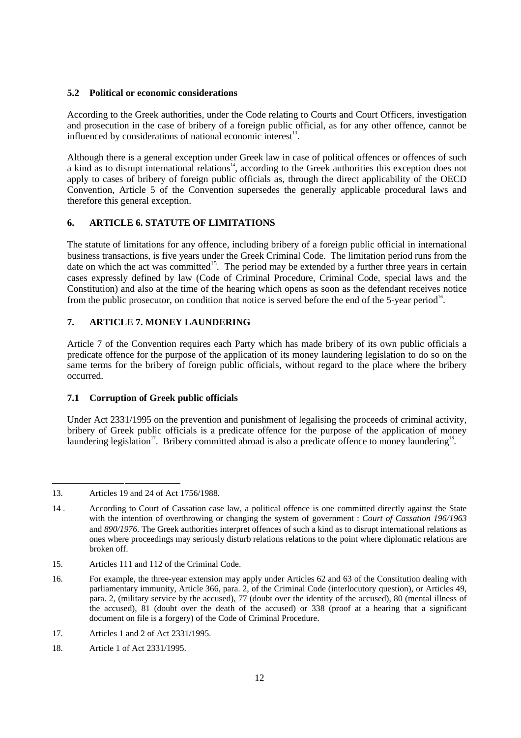### 5.2 Political or economic considerations

According to the Greek authorities, under the Code relating to Courts and Court Officers, investigation and prosecution in the case of bribery of a foreign public official, as for any other offence, cannot be influenced by considerations of national economic interest[13].

Although there is a general exception under Greek law in case of political offences or offences of such a kind as to disrupt international relations[14], according to the Greek authorities this exception does not apply to cases of bribery of foreign public officials as, through the direct applicability of the OECD Convention, Article 5 of the Convention supersedes the generally applicable procedural laws and therefore this general exception.

## 6. ARTICLE 6. STATUTE OF LIMITATIONS

The statute of limitations for any offence, including bribery of a foreign public official in international business transactions, is five years under the Greek Criminal Code. The limitation period runs from the date on which the act was committed[15]. The period may be extended by a further three years in certain cases expressly defined by law (Code of Criminal Procedure, Criminal Code, special laws and the Constitution) and also at the time of the hearing which opens as soon as the defendant receives notice from the public prosecutor, on condition that notice is served before the end of the 5-year period[16].

## 7. ARTICLE 7. MONEY LAUNDERING

Article 7 of the Convention requires each Party which has made bribery of its own public officials a predicate offence for the purpose of the application of its money laundering legislation to do so on the same terms for the bribery of foreign public officials, without regard to the place where the bribery occurred.

### 7.1 Corruption of Greek public officials

Under Act 2331/1995 on the prevention and punishment of legalising the proceeds of criminal activity, bribery of Greek public officials is a predicate offence for the purpose of the application of money laundering legislation[17]. Bribery committed abroad is also a predicate offence to money laundering[18].

---

13. Articles 19 and 24 of Act 1756/1988.

14. According to Court of Cassation case law, a political offence is one committed directly against the State with the intention of overthrowing or changing the system of government : *Court of Cassation 196/1963* and *890/1976*. The Greek authorities interpret offences of such a kind as to disrupt international relations as ones where proceedings may seriously disturb relations relations to the point where diplomatic relations are broken off.

15. Articles 111 and 112 of the Criminal Code.

16. For example, the three-year extension may apply under Articles 62 and 63 of the Constitution dealing with parliamentary immunity, Article 366, para. 2, of the Criminal Code (interlocutory question), or Articles 49, para. 2, (military service by the accused), 77 (doubt over the identity of the accused), 80 (mental illness of the accused), 81 (doubt over the death of the accused) or 338 (proof at a hearing that a significant document on file is a forgery) of the Code of Criminal Procedure.

17. Articles 1 and 2 of Act 2331/1995.

18. Article 1 of Act 2331/1995.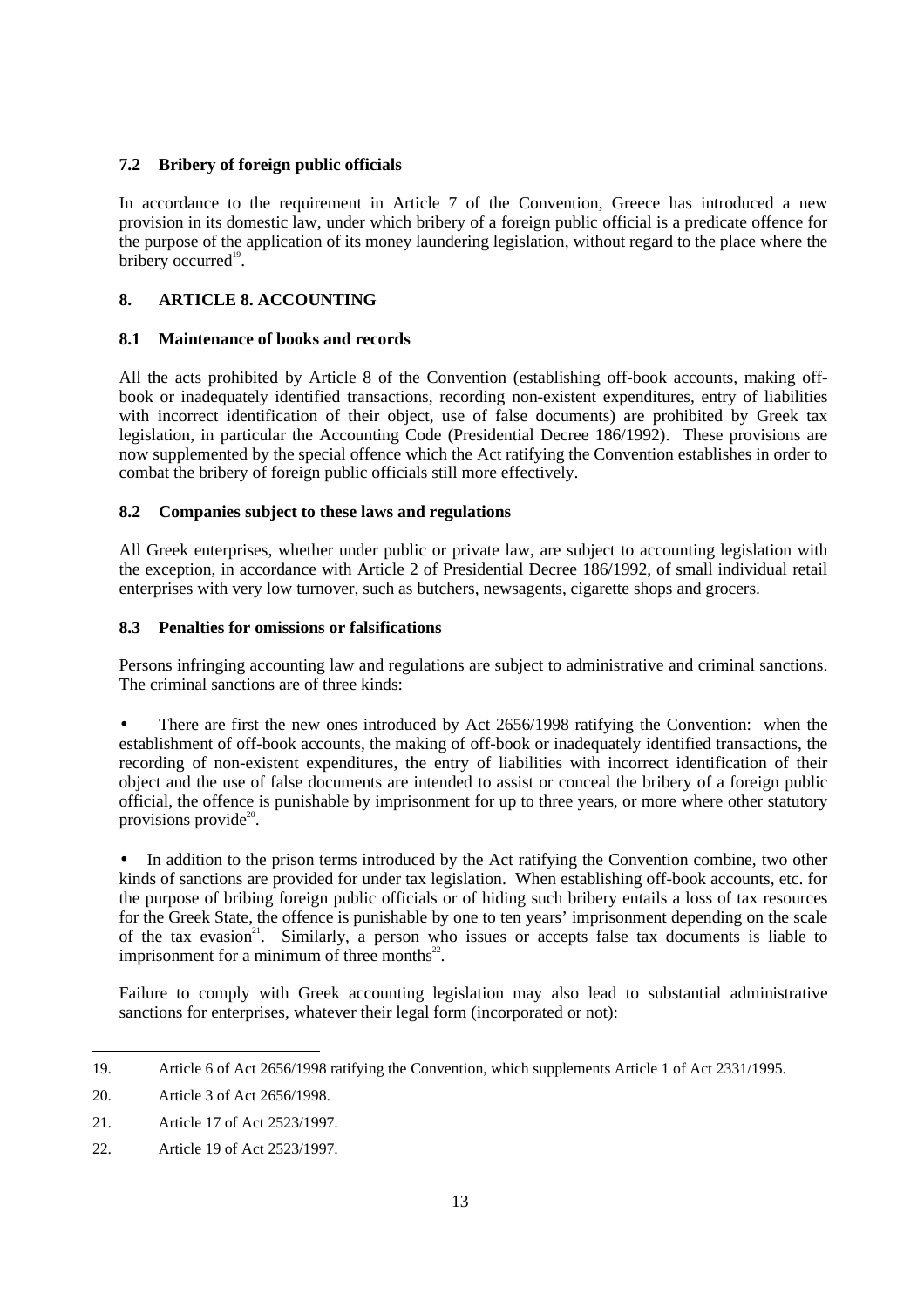### 7.2 Bribery of foreign public officials

In accordance to the requirement in Article 7 of the Convention, Greece has introduced a new provision in its domestic law, under which bribery of a foreign public official is a predicate offence for the purpose of the application of its money laundering legislation, without regard to the place where the bribery occurred[19].

## 8. ARTICLE 8. ACCOUNTING

### 8.1 Maintenance of books and records

All the acts prohibited by Article 8 of the Convention (establishing off-book accounts, making off-book or inadequately identified transactions, recording non-existent expenditures, entry of liabilities with incorrect identification of their object, use of false documents) are prohibited by Greek tax legislation, in particular the Accounting Code (Presidential Decree 186/1992). These provisions are now supplemented by the special offence which the Act ratifying the Convention establishes in order to combat the bribery of foreign public officials still more effectively.

### 8.2 Companies subject to these laws and regulations

All Greek enterprises, whether under public or private law, are subject to accounting legislation with the exception, in accordance with Article 2 of Presidential Decree 186/1992, of small individual retail enterprises with very low turnover, such as butchers, newsagents, cigarette shops and grocers.

### 8.3 Penalties for omissions or falsifications

Persons infringing accounting law and regulations are subject to administrative and criminal sanctions. The criminal sanctions are of three kinds:

- There are first the new ones introduced by Act 2656/1998 ratifying the Convention: when the establishment of off-book accounts, the making of off-book or inadequately identified transactions, the recording of non-existent expenditures, the entry of liabilities with incorrect identification of their object and the use of false documents are intended to assist or conceal the bribery of a foreign public official, the offence is punishable by imprisonment for up to three years, or more where other statutory provisions provide[20].

- In addition to the prison terms introduced by the Act ratifying the Convention combine, two other kinds of sanctions are provided for under tax legislation. When establishing off-book accounts, etc. for the purpose of bribing foreign public officials or of hiding such bribery entails a loss of tax resources for the Greek State, the offence is punishable by one to ten years' imprisonment depending on the scale of the tax evasion[21]. Similarly, a person who issues or accepts false tax documents is liable to imprisonment for a minimum of three months[22].

Failure to comply with Greek accounting legislation may also lead to substantial administrative sanctions for enterprises, whatever their legal form (incorporated or not):

---

19. Article 6 of Act 2656/1998 ratifying the Convention, which supplements Article 1 of Act 2331/1995.
20. Article 3 of Act 2656/1998.
21. Article 17 of Act 2523/1997.
22. Article 19 of Act 2523/1997.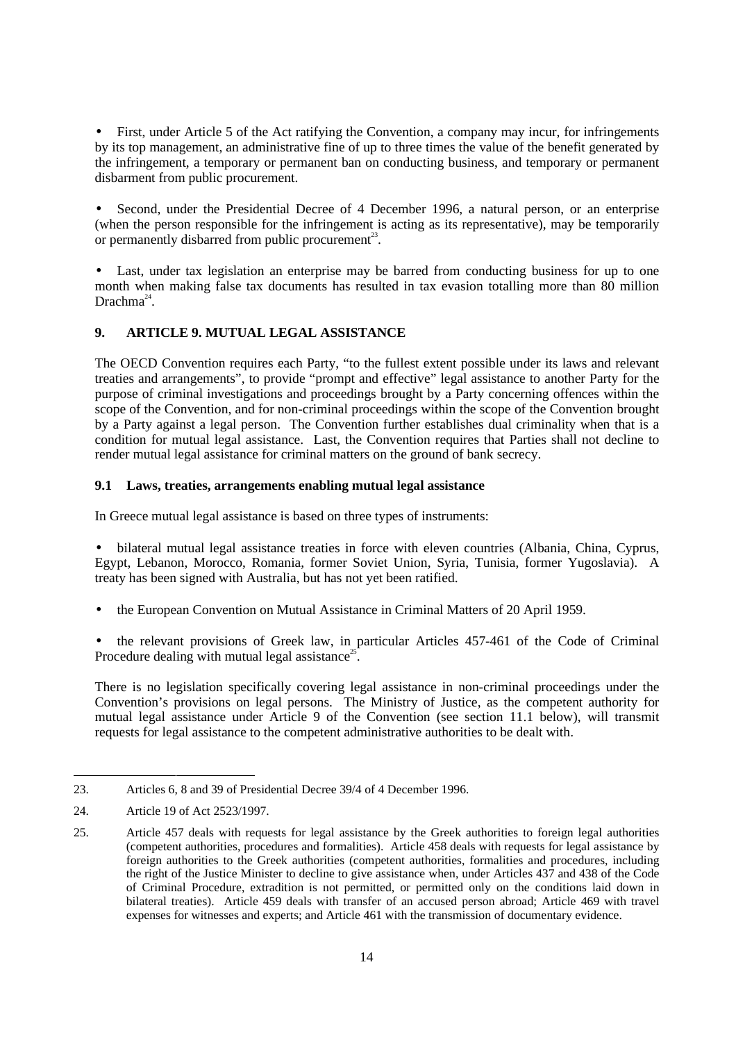- First, under Article 5 of the Act ratifying the Convention, a company may incur, for infringements by its top management, an administrative fine of up to three times the value of the benefit generated by the infringement, a temporary or permanent ban on conducting business, and temporary or permanent disbarment from public procurement.

- Second, under the Presidential Decree of 4 December 1996, a natural person, or an enterprise (when the person responsible for the infringement is acting as its representative), may be temporarily or permanently disbarred from public procurement[23].

- Last, under tax legislation an enterprise may be barred from conducting business for up to one month when making false tax documents has resulted in tax evasion totalling more than 80 million Drachma[24].

## 9. ARTICLE 9. MUTUAL LEGAL ASSISTANCE

The OECD Convention requires each Party, "to the fullest extent possible under its laws and relevant treaties and arrangements", to provide "prompt and effective" legal assistance to another Party for the purpose of criminal investigations and proceedings brought by a Party concerning offences within the scope of the Convention, and for non-criminal proceedings within the scope of the Convention brought by a Party against a legal person. The Convention further establishes dual criminality when that is a condition for mutual legal assistance. Last, the Convention requires that Parties shall not decline to render mutual legal assistance for criminal matters on the ground of bank secrecy.

### 9.1 Laws, treaties, arrangements enabling mutual legal assistance

In Greece mutual legal assistance is based on three types of instruments:

- bilateral mutual legal assistance treaties in force with eleven countries (Albania, China, Cyprus, Egypt, Lebanon, Morocco, Romania, former Soviet Union, Syria, Tunisia, former Yugoslavia). A treaty has been signed with Australia, but has not yet been ratified.

- the European Convention on Mutual Assistance in Criminal Matters of 20 April 1959.

- the relevant provisions of Greek law, in particular Articles 457-461 of the Code of Criminal Procedure dealing with mutual legal assistance[25].

There is no legislation specifically covering legal assistance in non-criminal proceedings under the Convention's provisions on legal persons. The Ministry of Justice, as the competent authority for mutual legal assistance under Article 9 of the Convention (see section 11.1 below), will transmit requests for legal assistance to the competent administrative authorities to be dealt with.

---

23. Articles 6, 8 and 39 of Presidential Decree 39/4 of 4 December 1996.

24. Article 19 of Act 2523/1997.

25. Article 457 deals with requests for legal assistance by the Greek authorities to foreign legal authorities (competent authorities, procedures and formalities). Article 458 deals with requests for legal assistance by foreign authorities to the Greek authorities (competent authorities, formalities and procedures, including the right of the Justice Minister to decline to give assistance when, under Articles 437 and 438 of the Code of Criminal Procedure, extradition is not permitted, or permitted only on the conditions laid down in bilateral treaties). Article 459 deals with transfer of an accused person abroad; Article 469 with travel expenses for witnesses and experts; and Article 461 with the transmission of documentary evidence.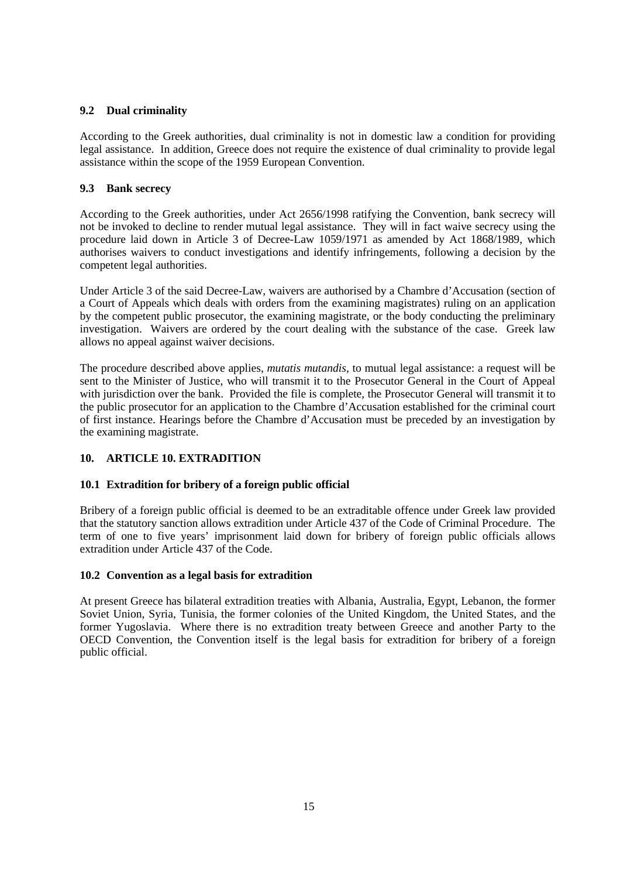### 9.2 Dual criminality

According to the Greek authorities, dual criminality is not in domestic law a condition for providing legal assistance. In addition, Greece does not require the existence of dual criminality to provide legal assistance within the scope of the 1959 European Convention.

### 9.3 Bank secrecy

According to the Greek authorities, under Act 2656/1998 ratifying the Convention, bank secrecy will not be invoked to decline to render mutual legal assistance. They will in fact waive secrecy using the procedure laid down in Article 3 of Decree-Law 1059/1971 as amended by Act 1868/1989, which authorises waivers to conduct investigations and identify infringements, following a decision by the competent legal authorities.

Under Article 3 of the said Decree-Law, waivers are authorised by a Chambre d'Accusation (section of a Court of Appeals which deals with orders from the examining magistrates) ruling on an application by the competent public prosecutor, the examining magistrate, or the body conducting the preliminary investigation. Waivers are ordered by the court dealing with the substance of the case. Greek law allows no appeal against waiver decisions.

The procedure described above applies, *mutatis mutandis*, to mutual legal assistance: a request will be sent to the Minister of Justice, who will transmit it to the Prosecutor General in the Court of Appeal with jurisdiction over the bank. Provided the file is complete, the Prosecutor General will transmit it to the public prosecutor for an application to the Chambre d'Accusation established for the criminal court of first instance. Hearings before the Chambre d'Accusation must be preceded by an investigation by the examining magistrate.

## 10. ARTICLE 10. EXTRADITION

### 10.1 Extradition for bribery of a foreign public official

Bribery of a foreign public official is deemed to be an extraditable offence under Greek law provided that the statutory sanction allows extradition under Article 437 of the Code of Criminal Procedure. The term of one to five years' imprisonment laid down for bribery of foreign public officials allows extradition under Article 437 of the Code.

### 10.2 Convention as a legal basis for extradition

At present Greece has bilateral extradition treaties with Albania, Australia, Egypt, Lebanon, the former Soviet Union, Syria, Tunisia, the former colonies of the United Kingdom, the United States, and the former Yugoslavia. Where there is no extradition treaty between Greece and another Party to the OECD Convention, the Convention itself is the legal basis for extradition for bribery of a foreign public official.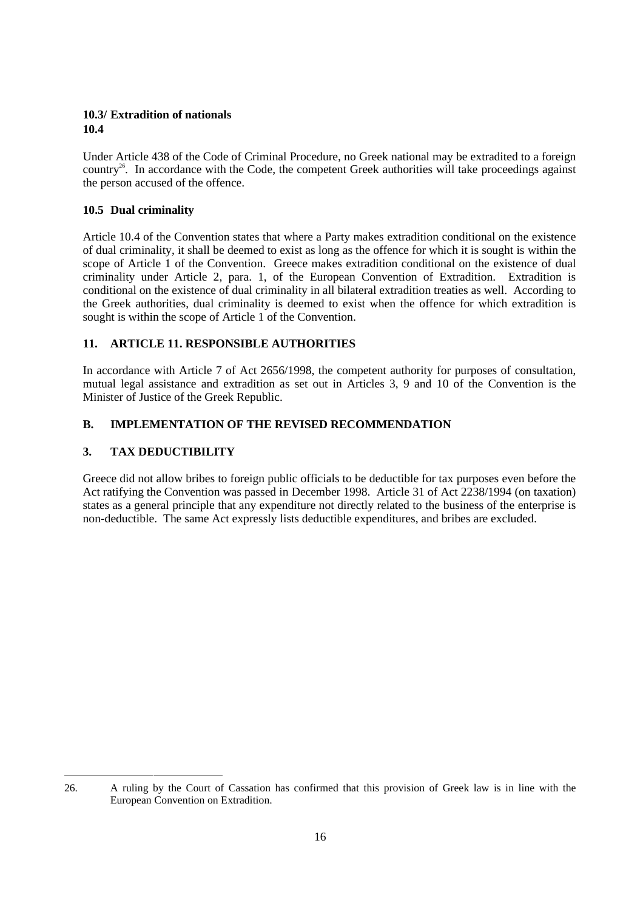#### 10.3/ Extradition of nationals
#### 10.4

Under Article 438 of the Code of Criminal Procedure, no Greek national may be extradited to a foreign country[26]. In accordance with the Code, the competent Greek authorities will take proceedings against the person accused of the offence.

#### 10.5 Dual criminality

Article 10.4 of the Convention states that where a Party makes extradition conditional on the existence of dual criminality, it shall be deemed to exist as long as the offence for which it is sought is within the scope of Article 1 of the Convention. Greece makes extradition conditional on the existence of dual criminality under Article 2, para. 1, of the European Convention of Extradition. Extradition is conditional on the existence of dual criminality in all bilateral extradition treaties as well. According to the Greek authorities, dual criminality is deemed to exist when the offence for which extradition is sought is within the scope of Article 1 of the Convention.

### 11. ARTICLE 11. RESPONSIBLE AUTHORITIES

In accordance with Article 7 of Act 2656/1998, the competent authority for purposes of consultation, mutual legal assistance and extradition as set out in Articles 3, 9 and 10 of the Convention is the Minister of Justice of the Greek Republic.

## B. IMPLEMENTATION OF THE REVISED RECOMMENDATION

### 3. TAX DEDUCTIBILITY

Greece did not allow bribes to foreign public officials to be deductible for tax purposes even before the Act ratifying the Convention was passed in December 1998. Article 31 of Act 2238/1994 (on taxation) states as a general principle that any expenditure not directly related to the business of the enterprise is non-deductible. The same Act expressly lists deductible expenditures, and bribes are excluded.

---

26. A ruling by the Court of Cassation has confirmed that this provision of Greek law is in line with the European Convention on Extradition.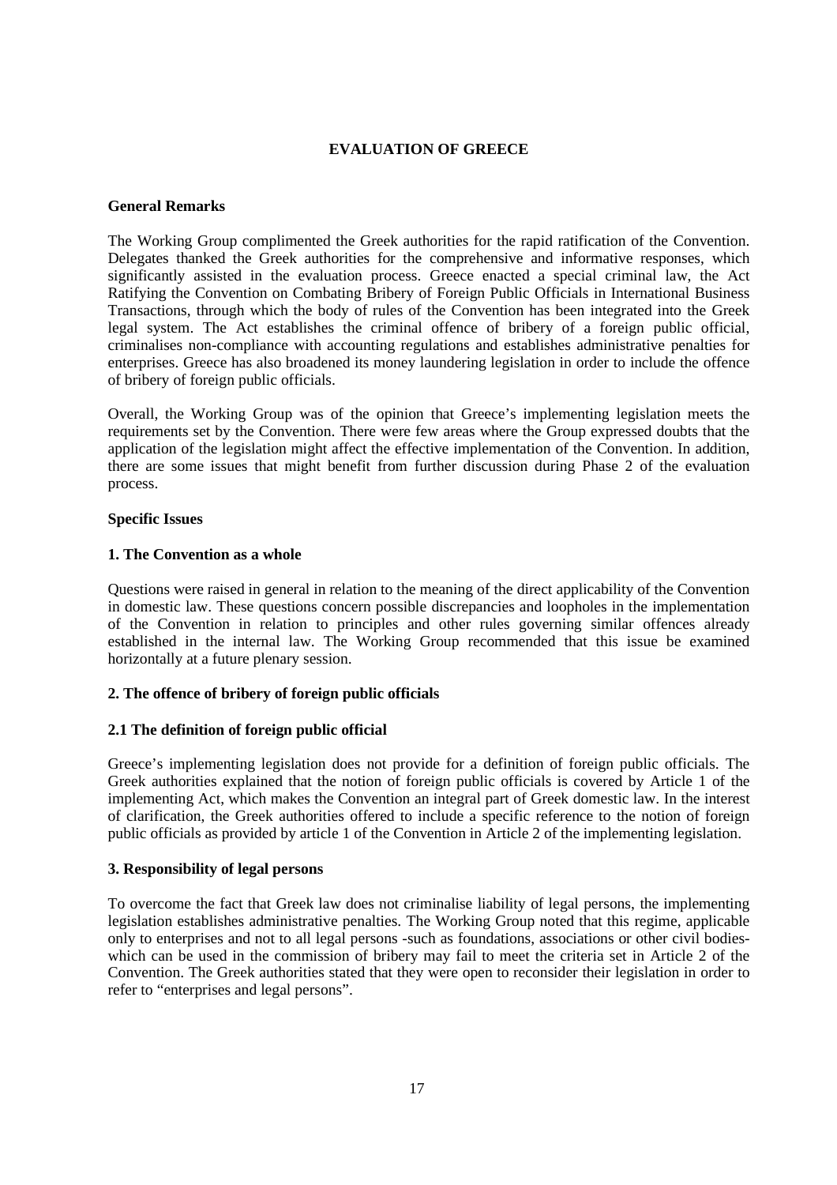## EVALUATION OF GREECE

### General Remarks

The Working Group complimented the Greek authorities for the rapid ratification of the Convention. Delegates thanked the Greek authorities for the comprehensive and informative responses, which significantly assisted in the evaluation process. Greece enacted a special criminal law, the Act Ratifying the Convention on Combating Bribery of Foreign Public Officials in International Business Transactions, through which the body of rules of the Convention has been integrated into the Greek legal system. The Act establishes the criminal offence of bribery of a foreign public official, criminalises non-compliance with accounting regulations and establishes administrative penalties for enterprises. Greece has also broadened its money laundering legislation in order to include the offence of bribery of foreign public officials.

Overall, the Working Group was of the opinion that Greece's implementing legislation meets the requirements set by the Convention. There were few areas where the Group expressed doubts that the application of the legislation might affect the effective implementation of the Convention. In addition, there are some issues that might benefit from further discussion during Phase 2 of the evaluation process.

### Specific Issues

#### 1. The Convention as a whole

Questions were raised in general in relation to the meaning of the direct applicability of the Convention in domestic law. These questions concern possible discrepancies and loopholes in the implementation of the Convention in relation to principles and other rules governing similar offences already established in the internal law. The Working Group recommended that this issue be examined horizontally at a future plenary session.

#### 2. The offence of bribery of foreign public officials

#### 2.1 The definition of foreign public official

Greece's implementing legislation does not provide for a definition of foreign public officials. The Greek authorities explained that the notion of foreign public officials is covered by Article 1 of the implementing Act, which makes the Convention an integral part of Greek domestic law. In the interest of clarification, the Greek authorities offered to include a specific reference to the notion of foreign public officials as provided by article 1 of the Convention in Article 2 of the implementing legislation.

#### 3. Responsibility of legal persons

To overcome the fact that Greek law does not criminalise liability of legal persons, the implementing legislation establishes administrative penalties. The Working Group noted that this regime, applicable only to enterprises and not to all legal persons -such as foundations, associations or other civil bodies- which can be used in the commission of bribery may fail to meet the criteria set in Article 2 of the Convention. The Greek authorities stated that they were open to reconsider their legislation in order to refer to "enterprises and legal persons".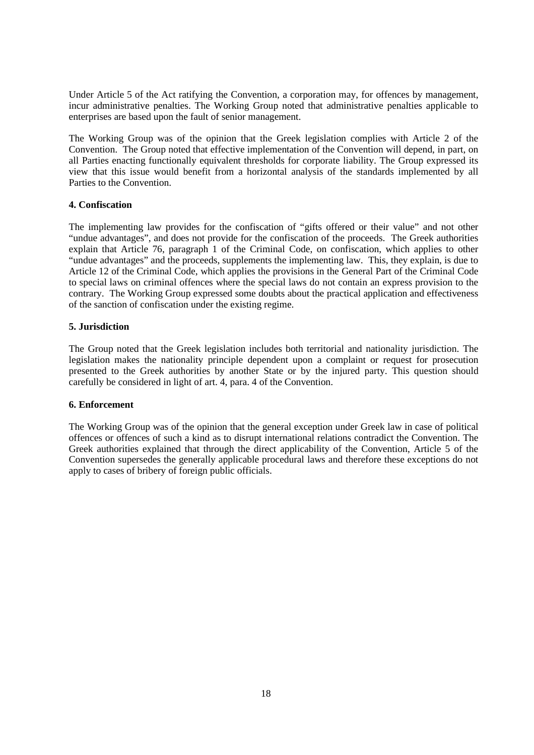Under Article 5 of the Act ratifying the Convention, a corporation may, for offences by management, incur administrative penalties. The Working Group noted that administrative penalties applicable to enterprises are based upon the fault of senior management.

The Working Group was of the opinion that the Greek legislation complies with Article 2 of the Convention. The Group noted that effective implementation of the Convention will depend, in part, on all Parties enacting functionally equivalent thresholds for corporate liability. The Group expressed its view that this issue would benefit from a horizontal analysis of the standards implemented by all Parties to the Convention.

**4. Confiscation**

The implementing law provides for the confiscation of "gifts offered or their value" and not other "undue advantages", and does not provide for the confiscation of the proceeds. The Greek authorities explain that Article 76, paragraph 1 of the Criminal Code, on confiscation, which applies to other "undue advantages" and the proceeds, supplements the implementing law. This, they explain, is due to Article 12 of the Criminal Code, which applies the provisions in the General Part of the Criminal Code to special laws on criminal offences where the special laws do not contain an express provision to the contrary. The Working Group expressed some doubts about the practical application and effectiveness of the sanction of confiscation under the existing regime.

**5. Jurisdiction**

The Group noted that the Greek legislation includes both territorial and nationality jurisdiction. The legislation makes the nationality principle dependent upon a complaint or request for prosecution presented to the Greek authorities by another State or by the injured party. This question should carefully be considered in light of art. 4, para. 4 of the Convention.

**6. Enforcement**

The Working Group was of the opinion that the general exception under Greek law in case of political offences or offences of such a kind as to disrupt international relations contradict the Convention. The Greek authorities explained that through the direct applicability of the Convention, Article 5 of the Convention supersedes the generally applicable procedural laws and therefore these exceptions do not apply to cases of bribery of foreign public officials.